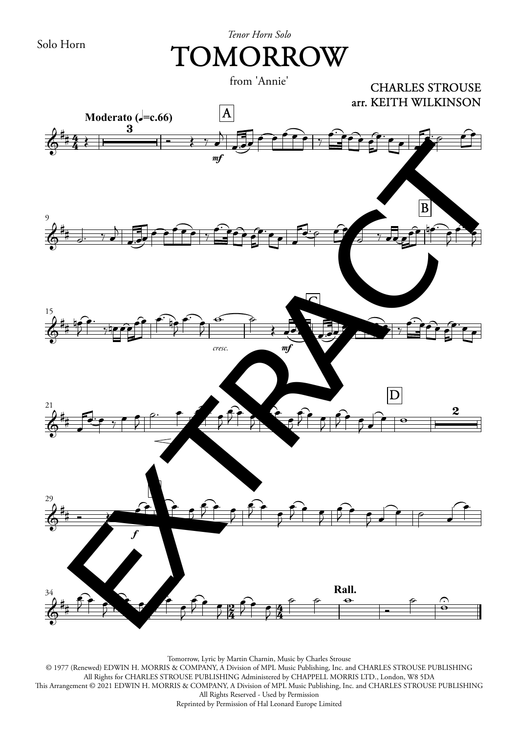Solo Horn

*Tenor Horn Solo*

# TOMORROW

from 'Annie'

CHARLES STROUSE
arr. KEITH WILKINSON

Tomorrow, Lyric by Martin Charnin, Music by Charles Strouse
© 1977 (Renewed) EDWIN H. MORRIS & COMPANY, A Division of MPL Music Publishing, Inc. and CHARLES STROUSE PUBLISHING
All Rights for CHARLES STROUSE PUBLISHING Administered by CHAPPELL MORRIS LTD., London, W8 5DA
This Arrangement © 2021 EDWIN H. MORRIS & COMPANY, A Division of MPL Music Publishing, Inc. and CHARLES STROUSE PUBLISHING
All Rights Reserved - Used by Permission
Reprinted by Permission of Hal Leonard Europe Limited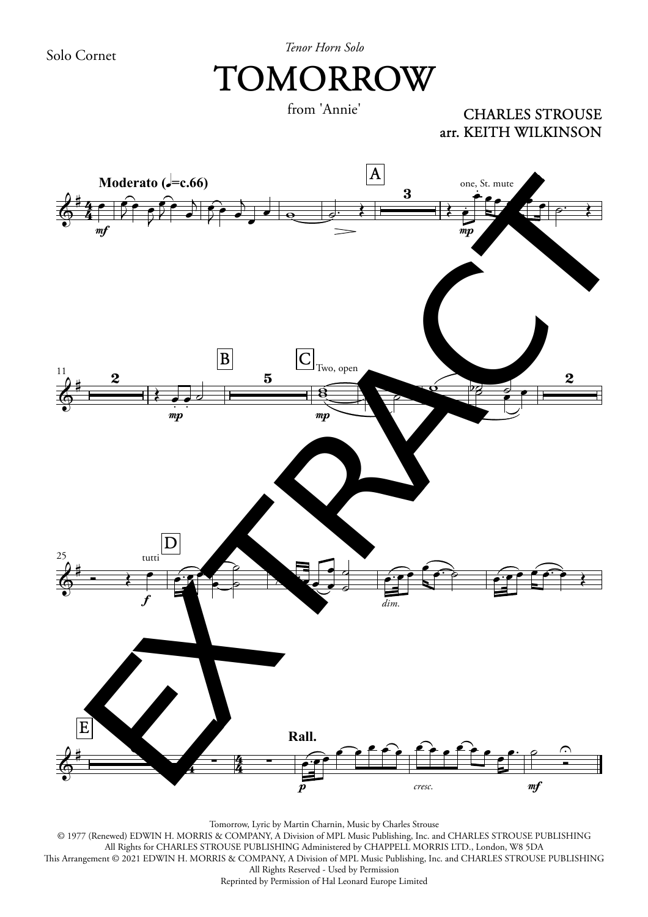Solo Cornet

*Tenor Horn Solo*

# TOMORROW

from 'Annie'

CHARLES STROUSE
arr. KEITH WILKINSON

Tomorrow, Lyric by Martin Charnin, Music by Charles Strouse
© 1977 (Renewed) EDWIN H. MORRIS & COMPANY, A Division of MPL Music Publishing, Inc. and CHARLES STROUSE PUBLISHING
All Rights for CHARLES STROUSE PUBLISHING Administered by CHAPPELL MORRIS LTD., London, W8 5DA
This Arrangement © 2021 EDWIN H. MORRIS & COMPANY, A Division of MPL Music Publishing, Inc. and CHARLES STROUSE PUBLISHING
All Rights Reserved - Used by Permission
Reprinted by Permission of Hal Leonard Europe Limited